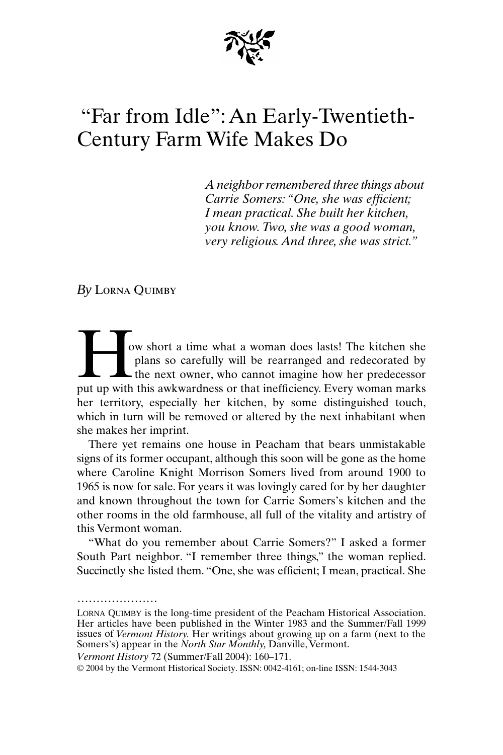# "Far from Idle": An Early-Twentieth-Century Farm Wife Makes Do

*A neighbor remembered three things about Carrie Somers: "One, she was efficient; I mean practical. She built her kitchen, you know. Two, she was a good woman, very religious. And three, she was strict."*

*By* Lorna Quimby

How short a time what a woman does lasts! The kitchen she plans so carefully will be rearranged and redecorated by the next owner, who cannot imagine how her predecessor put up with this awkwardness or that inefficiency. Every woman marks her territory, especially her kitchen, by some distinguished touch, which in turn will be removed or altered by the next inhabitant when she makes her imprint.

There yet remains one house in Peacham that bears unmistakable signs of its former occupant, although this soon will be gone as the home where Caroline Knight Morrison Somers lived from around 1900 to 1965 is now for sale. For years it was lovingly cared for by her daughter and known throughout the town for Carrie Somers's kitchen and the other rooms in the old farmhouse, all full of the vitality and artistry of this Vermont woman.

"What do you remember about Carrie Somers?" I asked a former South Part neighbor. "I remember three things," the woman replied. Succinctly she listed them. "One, she was efficient; I mean, practical. She

…………………

Lorna Quimby is the long-time president of the Peacham Historical Association. Her articles have been published in the Winter 1983 and the Summer/Fall 1999 issues of *Vermont History.* Her writings about growing up on a farm (next to the Somers's) appear in the *North Star Monthly,* Danville, Vermont.

*Vermont History* 72 (Summer/Fall 2004): 160–171.

© 2004 by the Vermont Historical Society. ISSN: 0042-4161; on-line ISSN: 1544-3043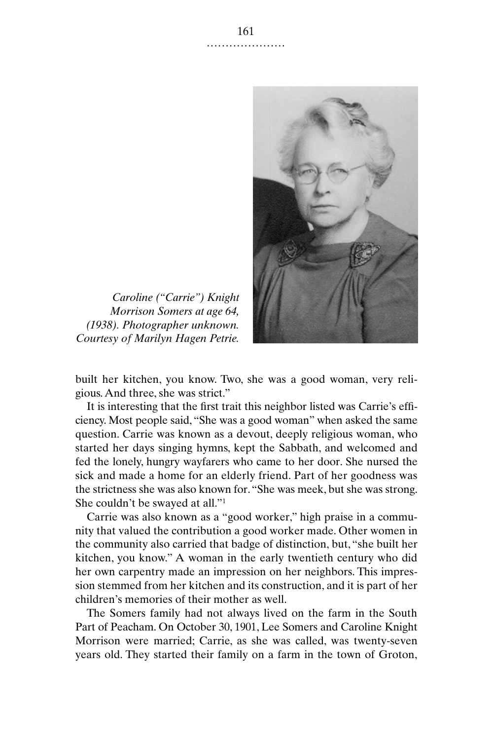*Caroline ("Carrie") Knight Morrison Somers at age 64, (1938). Photographer unknown. Courtesy of Marilyn Hagen Petrie.*

built her kitchen, you know. Two, she was a good woman, very religious. And three, she was strict."

It is interesting that the first trait this neighbor listed was Carrie's efficiency. Most people said, "She was a good woman" when asked the same question. Carrie was known as a devout, deeply religious woman, who started her days singing hymns, kept the Sabbath, and welcomed and fed the lonely, hungry wayfarers who came to her door. She nursed the sick and made a home for an elderly friend. Part of her goodness was the strictness she was also known for. "She was meek, but she was strong. She couldn't be swayed at all."[1]

Carrie was also known as a "good worker," high praise in a community that valued the contribution a good worker made. Other women in the community also carried that badge of distinction, but, "she built her kitchen, you know." A woman in the early twentieth century who did her own carpentry made an impression on her neighbors. This impression stemmed from her kitchen and its construction, and it is part of her children's memories of their mother as well.

The Somers family had not always lived on the farm in the South Part of Peacham. On October 30, 1901, Lee Somers and Caroline Knight Morrison were married; Carrie, as she was called, was twenty-seven years old. They started their family on a farm in the town of Groton,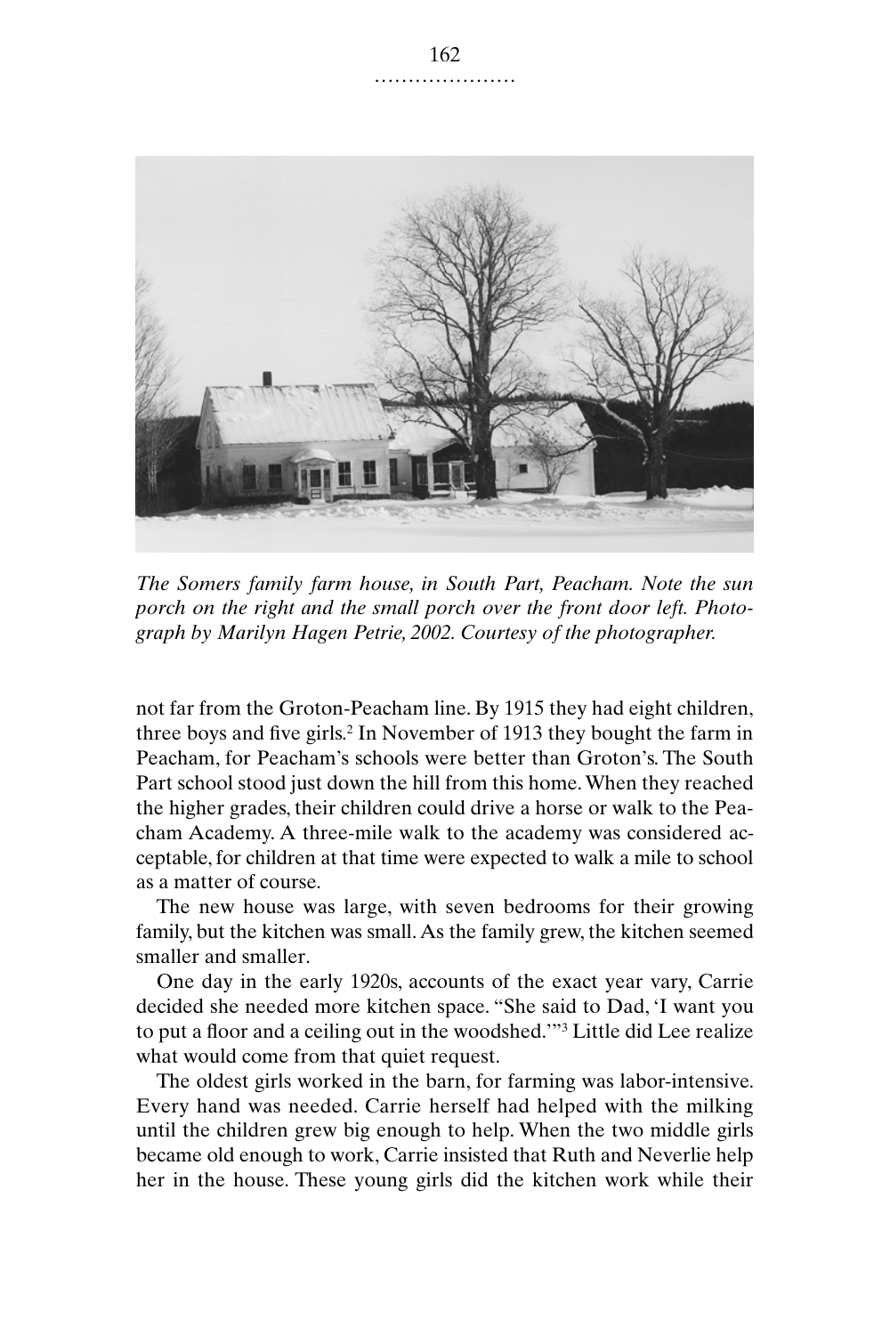*The Somers family farm house, in South Part, Peacham. Note the sun porch on the right and the small porch over the front door left. Photograph by Marilyn Hagen Petrie, 2002. Courtesy of the photographer.*

not far from the Groton-Peacham line. By 1915 they had eight children, three boys and five girls.[2] In November of 1913 they bought the farm in Peacham, for Peacham's schools were better than Groton's. The South Part school stood just down the hill from this home. When they reached the higher grades, their children could drive a horse or walk to the Peacham Academy. A three-mile walk to the academy was considered acceptable, for children at that time were expected to walk a mile to school as a matter of course.

The new house was large, with seven bedrooms for their growing family, but the kitchen was small. As the family grew, the kitchen seemed smaller and smaller.

One day in the early 1920s, accounts of the exact year vary, Carrie decided she needed more kitchen space. "She said to Dad, 'I want you to put a floor and a ceiling out in the woodshed.'"[3] Little did Lee realize what would come from that quiet request.

The oldest girls worked in the barn, for farming was labor-intensive. Every hand was needed. Carrie herself had helped with the milking until the children grew big enough to help. When the two middle girls became old enough to work, Carrie insisted that Ruth and Neverlie help her in the house. These young girls did the kitchen work while their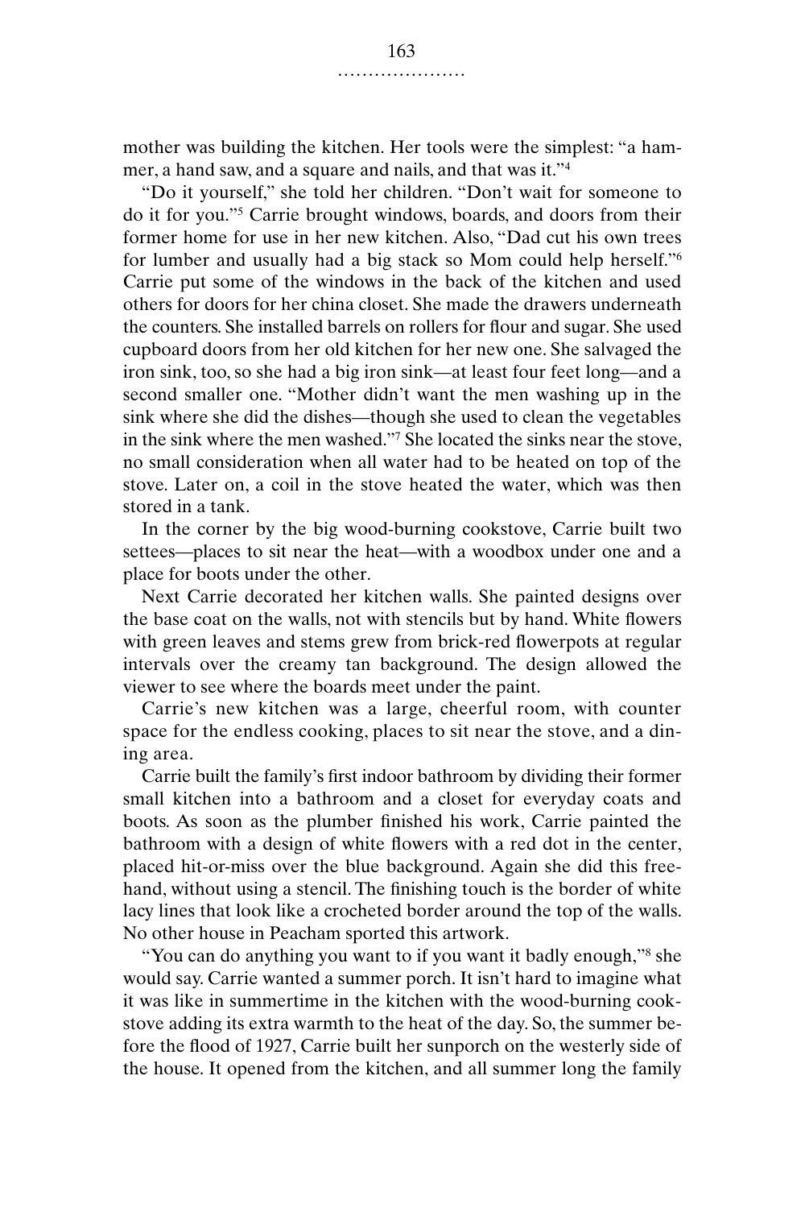mother was building the kitchen. Her tools were the simplest: "a hammer, a hand saw, and a square and nails, and that was it."[4]

"Do it yourself," she told her children. "Don't wait for someone to do it for you."[5] Carrie brought windows, boards, and doors from their former home for use in her new kitchen. Also, "Dad cut his own trees for lumber and usually had a big stack so Mom could help herself."[6] Carrie put some of the windows in the back of the kitchen and used others for doors for her china closet. She made the drawers underneath the counters. She installed barrels on rollers for flour and sugar. She used cupboard doors from her old kitchen for her new one. She salvaged the iron sink, too, so she had a big iron sink—at least four feet long—and a second smaller one. "Mother didn't want the men washing up in the sink where she did the dishes—though she used to clean the vegetables in the sink where the men washed."[7] She located the sinks near the stove, no small consideration when all water had to be heated on top of the stove. Later on, a coil in the stove heated the water, which was then stored in a tank.

In the corner by the big wood-burning cookstove, Carrie built two settees—places to sit near the heat—with a woodbox under one and a place for boots under the other.

Next Carrie decorated her kitchen walls. She painted designs over the base coat on the walls, not with stencils but by hand. White flowers with green leaves and stems grew from brick-red flowerpots at regular intervals over the creamy tan background. The design allowed the viewer to see where the boards meet under the paint.

Carrie's new kitchen was a large, cheerful room, with counter space for the endless cooking, places to sit near the stove, and a dining area.

Carrie built the family's first indoor bathroom by dividing their former small kitchen into a bathroom and a closet for everyday coats and boots. As soon as the plumber finished his work, Carrie painted the bathroom with a design of white flowers with a red dot in the center, placed hit-or-miss over the blue background. Again she did this freehand, without using a stencil. The finishing touch is the border of white lacy lines that look like a crocheted border around the top of the walls. No other house in Peacham sported this artwork.

"You can do anything you want to if you want it badly enough,"[8] she would say. Carrie wanted a summer porch. It isn't hard to imagine what it was like in summertime in the kitchen with the wood-burning cookstove adding its extra warmth to the heat of the day. So, the summer before the flood of 1927, Carrie built her sunporch on the westerly side of the house. It opened from the kitchen, and all summer long the family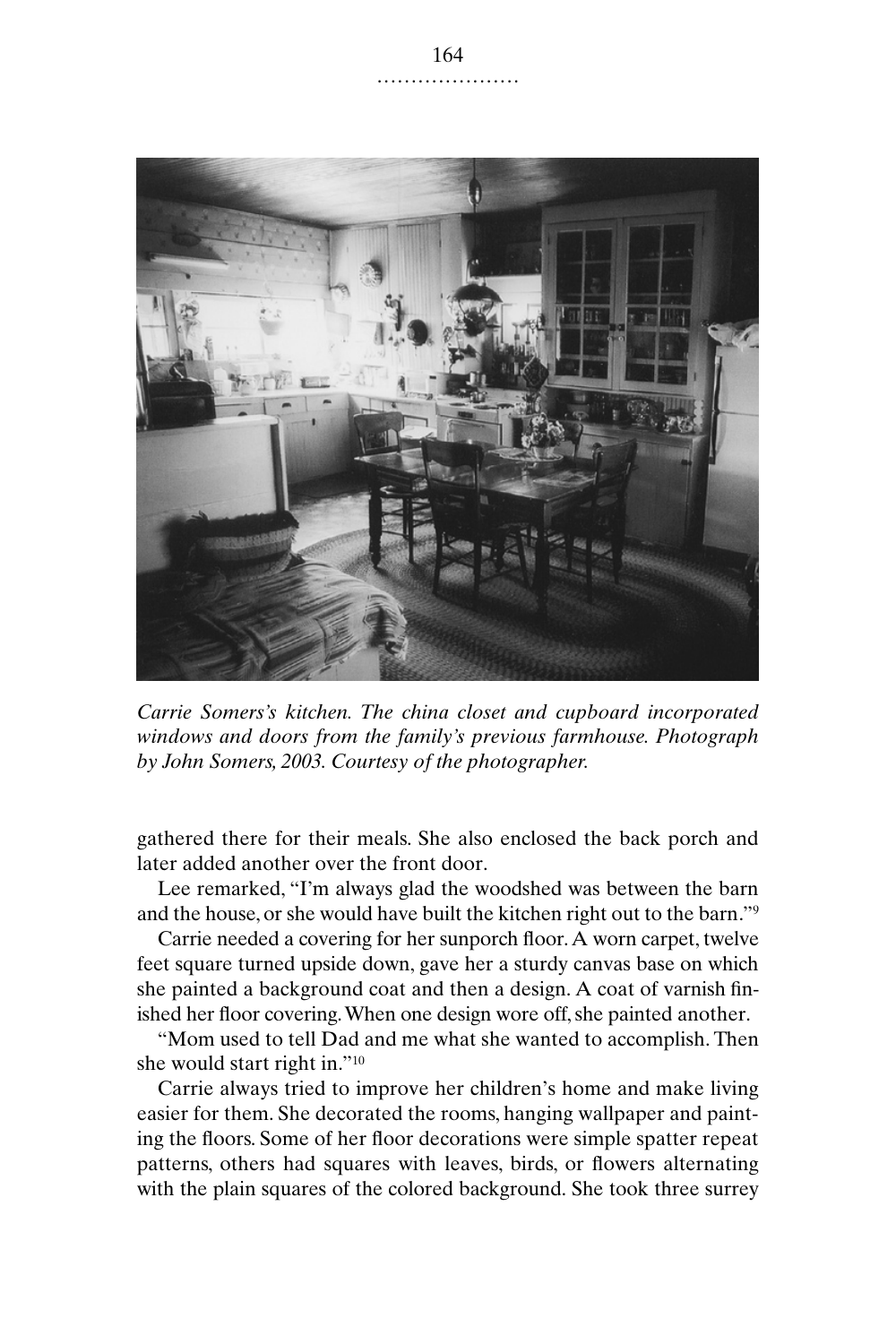*Carrie Somers's kitchen. The china closet and cupboard incorporated windows and doors from the family's previous farmhouse. Photograph by John Somers, 2003. Courtesy of the photographer.*

gathered there for their meals. She also enclosed the back porch and later added another over the front door.

Lee remarked, "I'm always glad the woodshed was between the barn and the house, or she would have built the kitchen right out to the barn."[9]

Carrie needed a covering for her sunporch floor. A worn carpet, twelve feet square turned upside down, gave her a sturdy canvas base on which she painted a background coat and then a design. A coat of varnish finished her floor covering. When one design wore off, she painted another.

"Mom used to tell Dad and me what she wanted to accomplish. Then she would start right in."[10]

Carrie always tried to improve her children's home and make living easier for them. She decorated the rooms, hanging wallpaper and painting the floors. Some of her floor decorations were simple spatter repeat patterns, others had squares with leaves, birds, or flowers alternating with the plain squares of the colored background. She took three surrey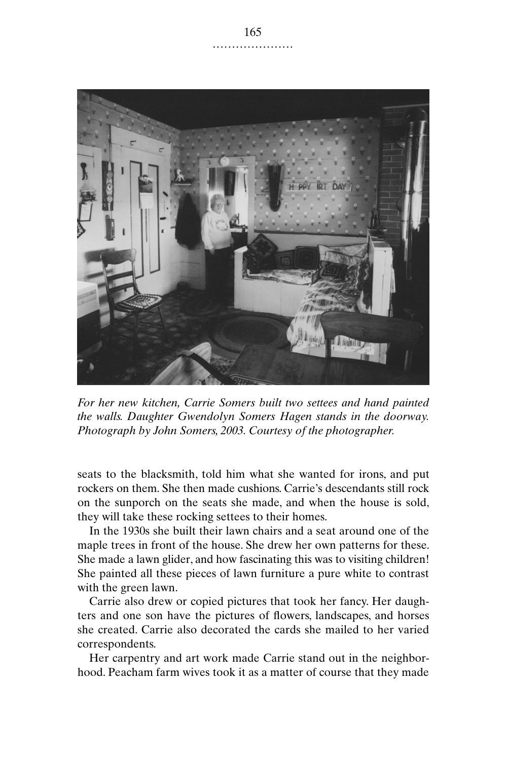*For her new kitchen, Carrie Somers built two settees and hand painted the walls. Daughter Gwendolyn Somers Hagen stands in the doorway. Photograph by John Somers, 2003. Courtesy of the photographer.*

seats to the blacksmith, told him what she wanted for irons, and put rockers on them. She then made cushions. Carrie's descendants still rock on the sunporch on the seats she made, and when the house is sold, they will take these rocking settees to their homes.

In the 1930s she built their lawn chairs and a seat around one of the maple trees in front of the house. She drew her own patterns for these. She made a lawn glider, and how fascinating this was to visiting children! She painted all these pieces of lawn furniture a pure white to contrast with the green lawn.

Carrie also drew or copied pictures that took her fancy. Her daughters and one son have the pictures of flowers, landscapes, and horses she created. Carrie also decorated the cards she mailed to her varied correspondents.

Her carpentry and art work made Carrie stand out in the neighborhood. Peacham farm wives took it as a matter of course that they made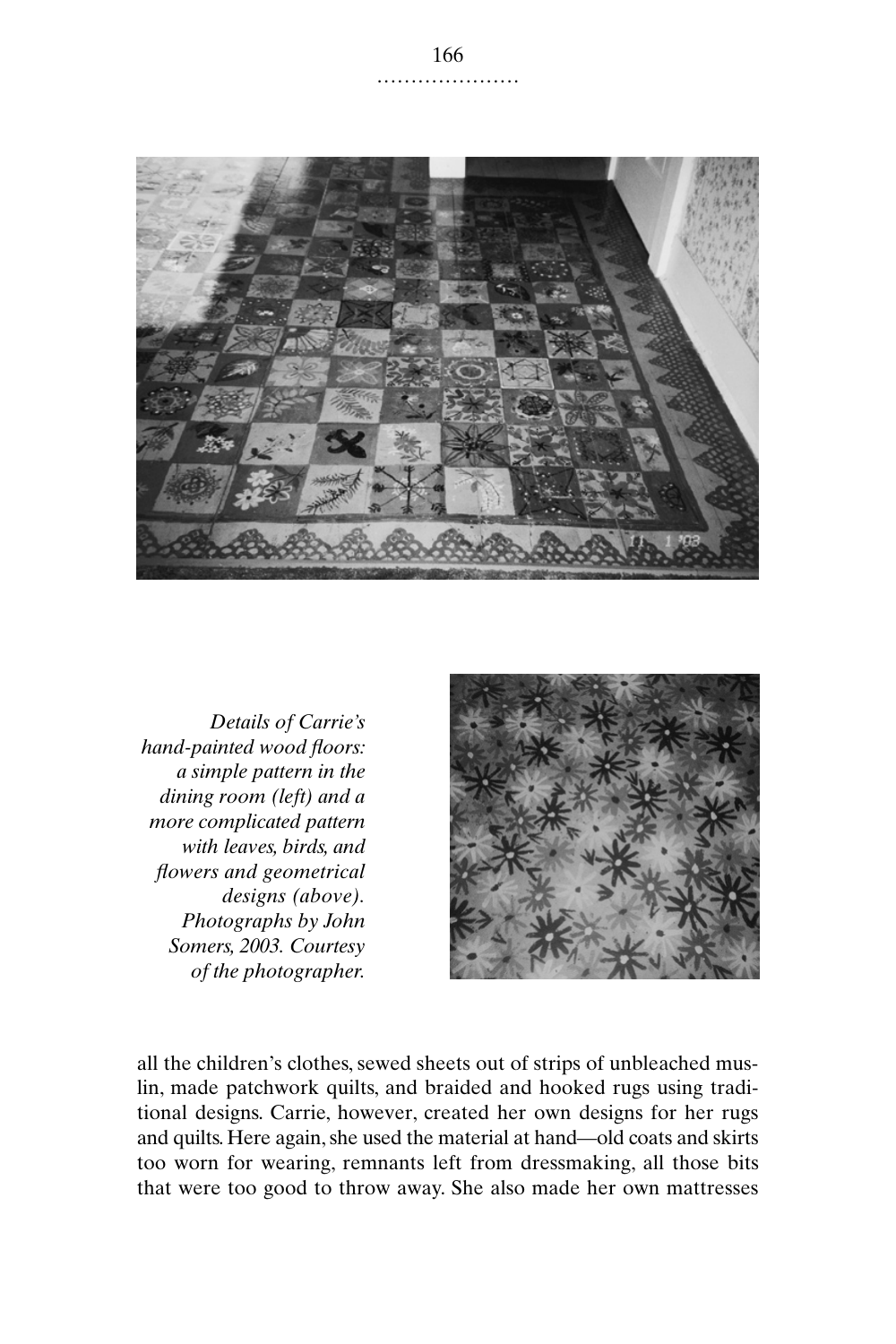*Details of Carrie's hand-painted wood floors: a simple pattern in the dining room (left) and a more complicated pattern with leaves, birds, and flowers and geometrical designs (above). Photographs by John Somers, 2003. Courtesy of the photographer.*

all the children's clothes, sewed sheets out of strips of unbleached muslin, made patchwork quilts, and braided and hooked rugs using traditional designs. Carrie, however, created her own designs for her rugs and quilts. Here again, she used the material at hand—old coats and skirts too worn for wearing, remnants left from dressmaking, all those bits that were too good to throw away. She also made her own mattresses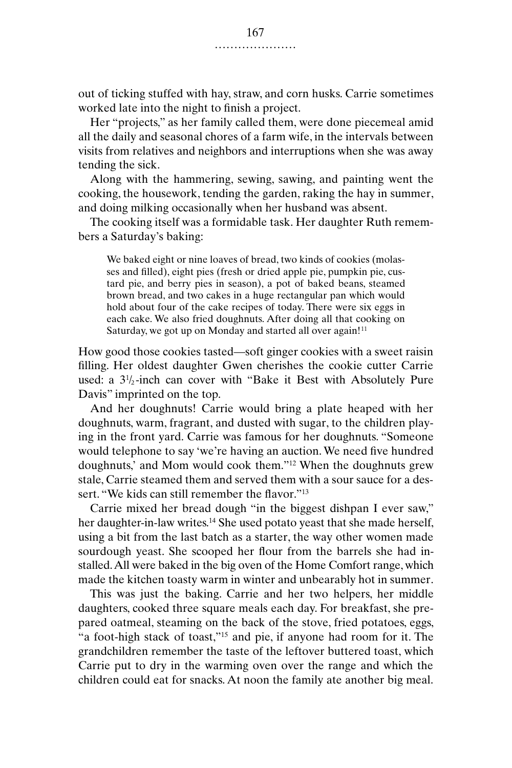out of ticking stuffed with hay, straw, and corn husks. Carrie sometimes worked late into the night to finish a project.

Her "projects," as her family called them, were done piecemeal amid all the daily and seasonal chores of a farm wife, in the intervals between visits from relatives and neighbors and interruptions when she was away tending the sick.

Along with the hammering, sewing, sawing, and painting went the cooking, the housework, tending the garden, raking the hay in summer, and doing milking occasionally when her husband was absent.

The cooking itself was a formidable task. Her daughter Ruth remembers a Saturday's baking:

> We baked eight or nine loaves of bread, two kinds of cookies (molasses and filled), eight pies (fresh or dried apple pie, pumpkin pie, custard pie, and berry pies in season), a pot of baked beans, steamed brown bread, and two cakes in a huge rectangular pan which would hold about four of the cake recipes of today. There were six eggs in each cake. We also fried doughnuts. After doing all that cooking on Saturday, we got up on Monday and started all over again![11]

How good those cookies tasted—soft ginger cookies with a sweet raisin filling. Her oldest daughter Gwen cherishes the cookie cutter Carrie used: a 3½-inch can cover with "Bake it Best with Absolutely Pure Davis" imprinted on the top.

And her doughnuts! Carrie would bring a plate heaped with her doughnuts, warm, fragrant, and dusted with sugar, to the children playing in the front yard. Carrie was famous for her doughnuts. "Someone would telephone to say 'we're having an auction. We need five hundred doughnuts,' and Mom would cook them."[12] When the doughnuts grew stale, Carrie steamed them and served them with a sour sauce for a dessert. "We kids can still remember the flavor."[13]

Carrie mixed her bread dough "in the biggest dishpan I ever saw," her daughter-in-law writes.[14] She used potato yeast that she made herself, using a bit from the last batch as a starter, the way other women made sourdough yeast. She scooped her flour from the barrels she had installed. All were baked in the big oven of the Home Comfort range, which made the kitchen toasty warm in winter and unbearably hot in summer.

This was just the baking. Carrie and her two helpers, her middle daughters, cooked three square meals each day. For breakfast, she prepared oatmeal, steaming on the back of the stove, fried potatoes, eggs, "a foot-high stack of toast,"[15] and pie, if anyone had room for it. The grandchildren remember the taste of the leftover buttered toast, which Carrie put to dry in the warming oven over the range and which the children could eat for snacks. At noon the family ate another big meal.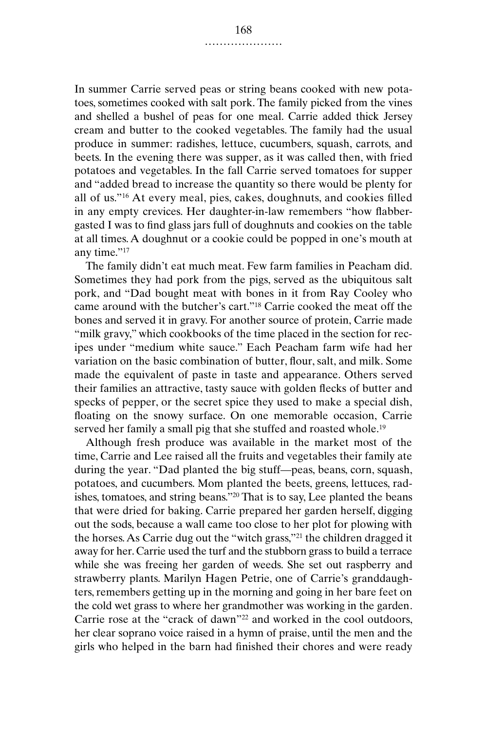In summer Carrie served peas or string beans cooked with new potatoes, sometimes cooked with salt pork. The family picked from the vines and shelled a bushel of peas for one meal. Carrie added thick Jersey cream and butter to the cooked vegetables. The family had the usual produce in summer: radishes, lettuce, cucumbers, squash, carrots, and beets. In the evening there was supper, as it was called then, with fried potatoes and vegetables. In the fall Carrie served tomatoes for supper and "added bread to increase the quantity so there would be plenty for all of us."[16] At every meal, pies, cakes, doughnuts, and cookies filled in any empty crevices. Her daughter-in-law remembers "how flabbergasted I was to find glass jars full of doughnuts and cookies on the table at all times. A doughnut or a cookie could be popped in one's mouth at any time."[17]

The family didn't eat much meat. Few farm families in Peacham did. Sometimes they had pork from the pigs, served as the ubiquitous salt pork, and "Dad bought meat with bones in it from Ray Cooley who came around with the butcher's cart."[18] Carrie cooked the meat off the bones and served it in gravy. For another source of protein, Carrie made "milk gravy," which cookbooks of the time placed in the section for recipes under "medium white sauce." Each Peacham farm wife had her variation on the basic combination of butter, flour, salt, and milk. Some made the equivalent of paste in taste and appearance. Others served their families an attractive, tasty sauce with golden flecks of butter and specks of pepper, or the secret spice they used to make a special dish, floating on the snowy surface. On one memorable occasion, Carrie served her family a small pig that she stuffed and roasted whole.[19]

Although fresh produce was available in the market most of the time, Carrie and Lee raised all the fruits and vegetables their family ate during the year. "Dad planted the big stuff—peas, beans, corn, squash, potatoes, and cucumbers. Mom planted the beets, greens, lettuces, radishes, tomatoes, and string beans."[20] That is to say, Lee planted the beans that were dried for baking. Carrie prepared her garden herself, digging out the sods, because a wall came too close to her plot for plowing with the horses. As Carrie dug out the "witch grass,"[21] the children dragged it away for her. Carrie used the turf and the stubborn grass to build a terrace while she was freeing her garden of weeds. She set out raspberry and strawberry plants. Marilyn Hagen Petrie, one of Carrie's granddaughters, remembers getting up in the morning and going in her bare feet on the cold wet grass to where her grandmother was working in the garden. Carrie rose at the "crack of dawn"[22] and worked in the cool outdoors, her clear soprano voice raised in a hymn of praise, until the men and the girls who helped in the barn had finished their chores and were ready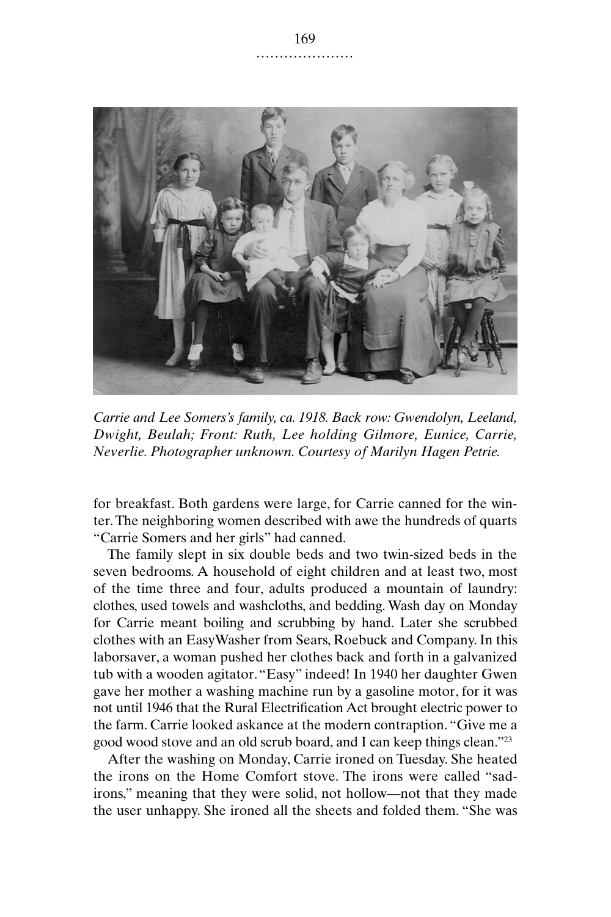*Carrie and Lee Somers's family, ca. 1918. Back row: Gwendolyn, Leeland, Dwight, Beulah; Front: Ruth, Lee holding Gilmore, Eunice, Carrie, Neverlie. Photographer unknown. Courtesy of Marilyn Hagen Petrie.*

for breakfast. Both gardens were large, for Carrie canned for the winter. The neighboring women described with awe the hundreds of quarts "Carrie Somers and her girls" had canned.

The family slept in six double beds and two twin-sized beds in the seven bedrooms. A household of eight children and at least two, most of the time three and four, adults produced a mountain of laundry: clothes, used towels and washcloths, and bedding. Wash day on Monday for Carrie meant boiling and scrubbing by hand. Later she scrubbed clothes with an EasyWasher from Sears, Roebuck and Company. In this laborsaver, a woman pushed her clothes back and forth in a galvanized tub with a wooden agitator. "Easy" indeed! In 1940 her daughter Gwen gave her mother a washing machine run by a gasoline motor, for it was not until 1946 that the Rural Electrification Act brought electric power to the farm. Carrie looked askance at the modern contraption. "Give me a good wood stove and an old scrub board, and I can keep things clean."[23]

After the washing on Monday, Carrie ironed on Tuesday. She heated the irons on the Home Comfort stove. The irons were called "sad-irons," meaning that they were solid, not hollow—not that they made the user unhappy. She ironed all the sheets and folded them. "She was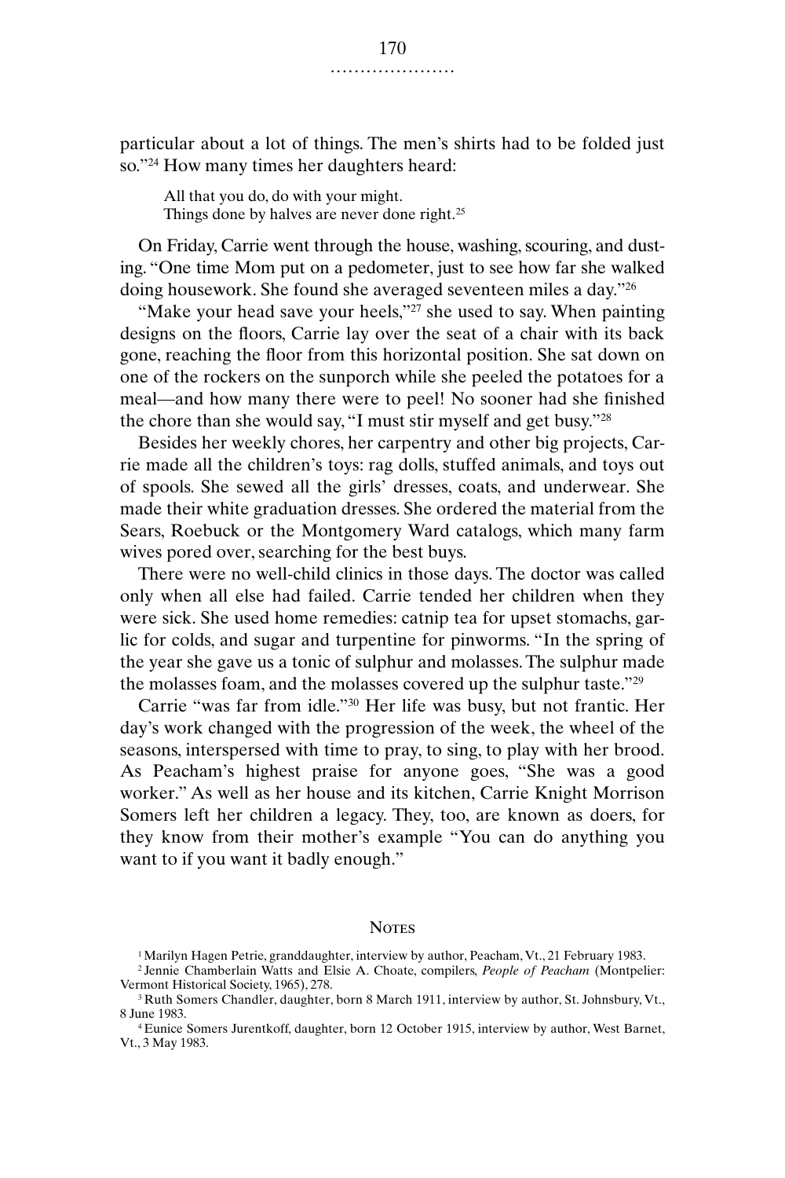particular about a lot of things. The men's shirts had to be folded just so."[24] How many times her daughters heard:

> All that you do, do with your might.
> Things done by halves are never done right.[25]

On Friday, Carrie went through the house, washing, scouring, and dusting. "One time Mom put on a pedometer, just to see how far she walked doing housework. She found she averaged seventeen miles a day."[26]

"Make your head save your heels,"[27] she used to say. When painting designs on the floors, Carrie lay over the seat of a chair with its back gone, reaching the floor from this horizontal position. She sat down on one of the rockers on the sunporch while she peeled the potatoes for a meal—and how many there were to peel! No sooner had she finished the chore than she would say, "I must stir myself and get busy."[28]

Besides her weekly chores, her carpentry and other big projects, Carrie made all the children's toys: rag dolls, stuffed animals, and toys out of spools. She sewed all the girls' dresses, coats, and underwear. She made their white graduation dresses. She ordered the material from the Sears, Roebuck or the Montgomery Ward catalogs, which many farm wives pored over, searching for the best buys.

There were no well-child clinics in those days. The doctor was called only when all else had failed. Carrie tended her children when they were sick. She used home remedies: catnip tea for upset stomachs, garlic for colds, and sugar and turpentine for pinworms. "In the spring of the year she gave us a tonic of sulphur and molasses. The sulphur made the molasses foam, and the molasses covered up the sulphur taste."[29]

Carrie "was far from idle."[30] Her life was busy, but not frantic. Her day's work changed with the progression of the week, the wheel of the seasons, interspersed with time to pray, to sing, to play with her brood. As Peacham's highest praise for anyone goes, "She was a good worker." As well as her house and its kitchen, Carrie Knight Morrison Somers left her children a legacy. They, too, are known as doers, for they know from their mother's example "You can do anything you want to if you want it badly enough."

## Notes

1 Marilyn Hagen Petrie, granddaughter, interview by author, Peacham, Vt., 21 February 1983.

2 Jennie Chamberlain Watts and Elsie A. Choate, compilers, *People of Peacham* (Montpelier: Vermont Historical Society, 1965), 278.

3 Ruth Somers Chandler, daughter, born 8 March 1911, interview by author, St. Johnsbury, Vt., 8 June 1983.

4 Eunice Somers Jurentkoff, daughter, born 12 October 1915, interview by author, West Barnet, Vt., 3 May 1983.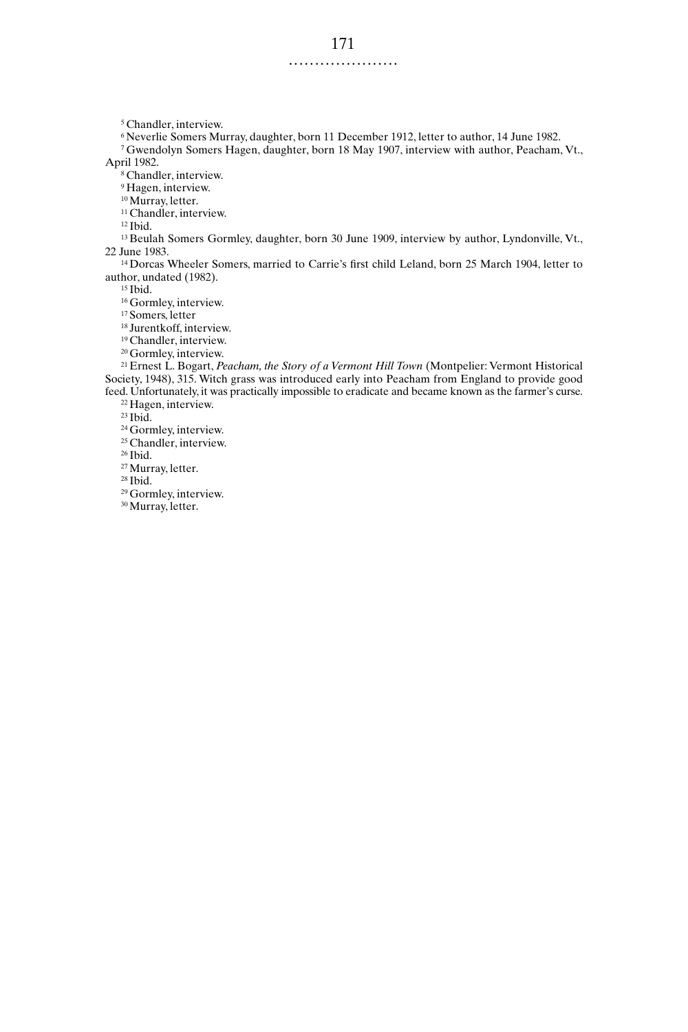[5] Chandler, interview.

[6] Neverlie Somers Murray, daughter, born 11 December 1912, letter to author, 14 June 1982.

[7] Gwendolyn Somers Hagen, daughter, born 18 May 1907, interview with author, Peacham, Vt., April 1982.

[8] Chandler, interview.

[9] Hagen, interview.

[10] Murray, letter.

[11] Chandler, interview.

[12] Ibid.

[13] Beulah Somers Gormley, daughter, born 30 June 1909, interview by author, Lyndonville, Vt., 22 June 1983.

[14] Dorcas Wheeler Somers, married to Carrie's first child Leland, born 25 March 1904, letter to author, undated (1982).

[15] Ibid.

[16] Gormley, interview.

[17] Somers, letter

[18] Jurentkoff, interview.

[19] Chandler, interview.

[20] Gormley, interview.

[21] Ernest L. Bogart, *Peacham, the Story of a Vermont Hill Town* (Montpelier: Vermont Historical Society, 1948), 315. Witch grass was introduced early into Peacham from England to provide good feed. Unfortunately, it was practically impossible to eradicate and became known as the farmer's curse.

[22] Hagen, interview.

[23] Ibid.

[24] Gormley, interview.

[25] Chandler, interview.

[26] Ibid.

[27] Murray, letter.

[28] Ibid.

[29] Gormley, interview.

[30] Murray, letter.